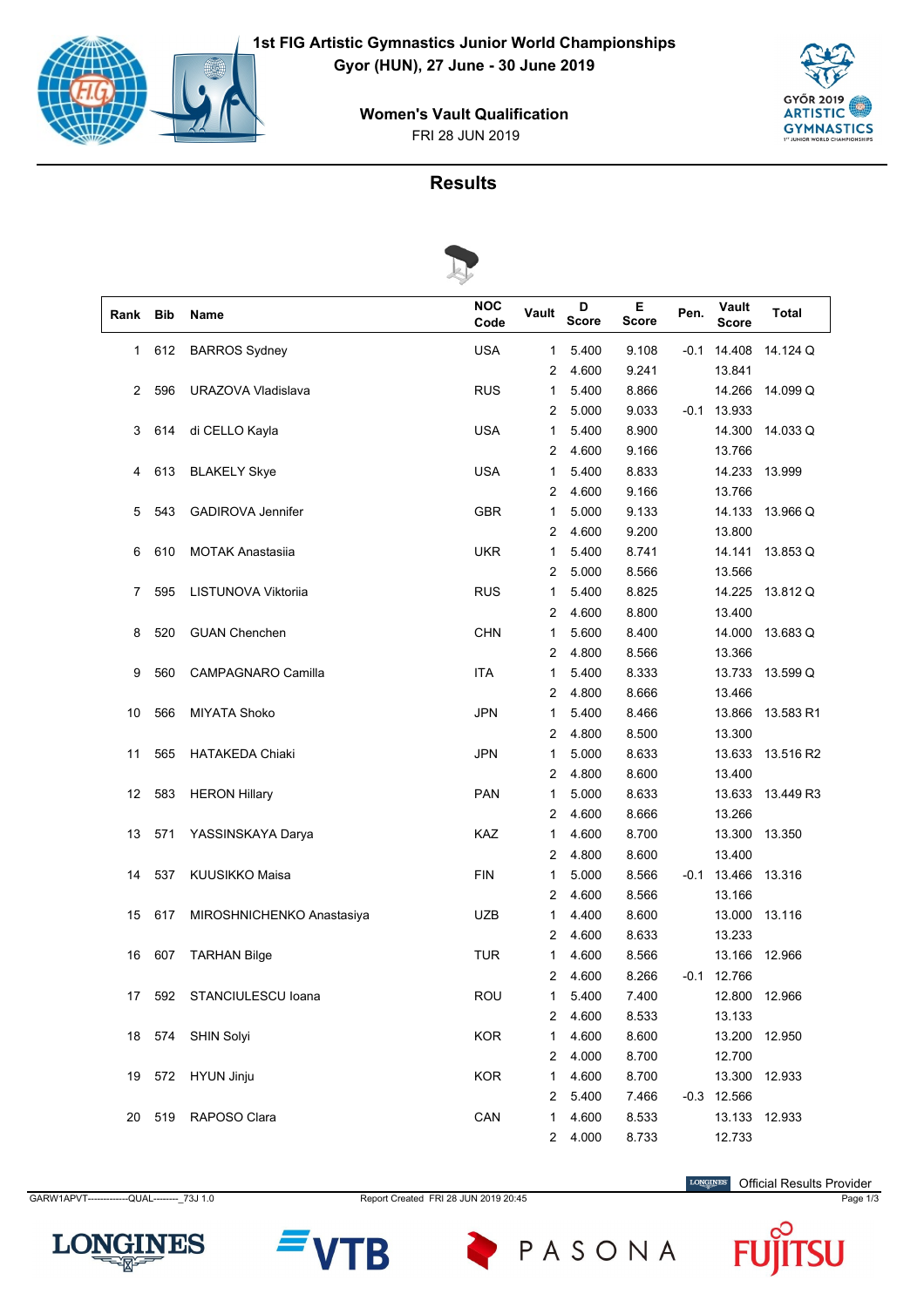# 1st FIG Artistic Gymnastics Junior World Championships
**Gyor (HUN), 27 June - 30 June 2019**

**Women's Vault Qualification**
FRI 28 JUN 2019

## Results

| Rank | Bib | Name | NOC Code | Vault | D Score | E Score | Pen. | Vault Score | Total |
|---|---|---|---|---|---|---|---|---|---|
| 1 | 612 | BARROS Sydney | USA | 1 | 5.400 | 9.108 | -0.1 | 14.408 | 14.124 Q |
| | | | | 2 | 4.600 | 9.241 | | 13.841 | |
| 2 | 596 | URAZOVA Vladislava | RUS | 1 | 5.400 | 8.866 | | 14.266 | 14.099 Q |
| | | | | 2 | 5.000 | 9.033 | -0.1 | 13.933 | |
| 3 | 614 | di CELLO Kayla | USA | 1 | 5.400 | 8.900 | | 14.300 | 14.033 Q |
| | | | | 2 | 4.600 | 9.166 | | 13.766 | |
| 4 | 613 | BLAKELY Skye | USA | 1 | 5.400 | 8.833 | | 14.233 | 13.999 |
| | | | | 2 | 4.600 | 9.166 | | 13.766 | |
| 5 | 543 | GADIROVA Jennifer | GBR | 1 | 5.000 | 9.133 | | 14.133 | 13.966 Q |
| | | | | 2 | 4.600 | 9.200 | | 13.800 | |
| 6 | 610 | MOTAK Anastasiia | UKR | 1 | 5.400 | 8.741 | | 14.141 | 13.853 Q |
| | | | | 2 | 5.000 | 8.566 | | 13.566 | |
| 7 | 595 | LISTUNOVA Viktoriia | RUS | 1 | 5.400 | 8.825 | | 14.225 | 13.812 Q |
| | | | | 2 | 4.600 | 8.800 | | 13.400 | |
| 8 | 520 | GUAN Chenchen | CHN | 1 | 5.600 | 8.400 | | 14.000 | 13.683 Q |
| | | | | 2 | 4.800 | 8.566 | | 13.366 | |
| 9 | 560 | CAMPAGNARO Camilla | ITA | 1 | 5.400 | 8.333 | | 13.733 | 13.599 Q |
| | | | | 2 | 4.800 | 8.666 | | 13.466 | |
| 10 | 566 | MIYATA Shoko | JPN | 1 | 5.400 | 8.466 | | 13.866 | 13.583 R1 |
| | | | | 2 | 4.800 | 8.500 | | 13.300 | |
| 11 | 565 | HATAKEDA Chiaki | JPN | 1 | 5.000 | 8.633 | | 13.633 | 13.516 R2 |
| | | | | 2 | 4.800 | 8.600 | | 13.400 | |
| 12 | 583 | HERON Hillary | PAN | 1 | 5.000 | 8.633 | | 13.633 | 13.449 R3 |
| | | | | 2 | 4.600 | 8.666 | | 13.266 | |
| 13 | 571 | YASSINSKAYA Darya | KAZ | 1 | 4.600 | 8.700 | | 13.300 | 13.350 |
| | | | | 2 | 4.800 | 8.600 | | 13.400 | |
| 14 | 537 | KUUSIKKO Maisa | FIN | 1 | 5.000 | 8.566 | -0.1 | 13.466 | 13.316 |
| | | | | 2 | 4.600 | 8.566 | | 13.166 | |
| 15 | 617 | MIROSHNICHENKO Anastasiya | UZB | 1 | 4.400 | 8.600 | | 13.000 | 13.116 |
| | | | | 2 | 4.600 | 8.633 | | 13.233 | |
| 16 | 607 | TARHAN Bilge | TUR | 1 | 4.600 | 8.566 | | 13.166 | 12.966 |
| | | | | 2 | 4.600 | 8.266 | -0.1 | 12.766 | |
| 17 | 592 | STANCIULESCU Ioana | ROU | 1 | 5.400 | 7.400 | | 12.800 | 12.966 |
| | | | | 2 | 4.600 | 8.533 | | 13.133 | |
| 18 | 574 | SHIN Solyi | KOR | 1 | 4.600 | 8.600 | | 13.200 | 12.950 |
| | | | | 2 | 4.000 | 8.700 | | 12.700 | |
| 19 | 572 | HYUN Jinju | KOR | 1 | 4.600 | 8.700 | | 13.300 | 12.933 |
| | | | | 2 | 5.400 | 7.466 | -0.3 | 12.566 | |
| 20 | 519 | RAPOSO Clara | CAN | 1 | 4.600 | 8.533 | | 13.133 | 12.933 |
| | | | | 2 | 4.000 | 8.733 | | 12.733 | |

GARW1APVT--------------QUAL--------_73J 1.0 Report Created FRI 28 JUN 2019 20:45

LONGINES Official Results Provider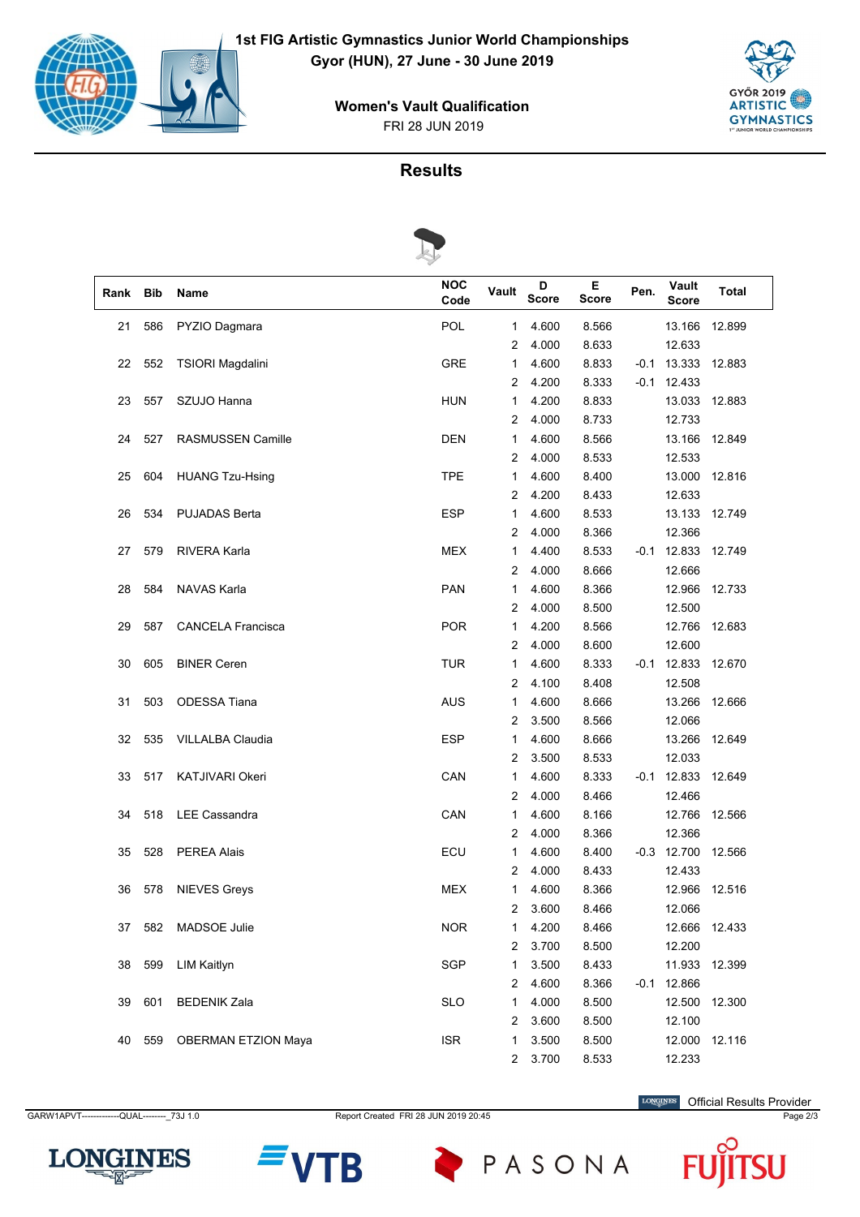# 1st FIG Artistic Gymnastics Junior World Championships

**Gyor (HUN), 27 June - 30 June 2019**

## Women's Vault Qualification

FRI 28 JUN 2019

## Results

| Rank | Bib | Name | NOC Code | Vault | D Score | E Score | Pen. | Vault Score | Total |
|---|---|---|---|---|---|---|---|---|---|
| 21 | 586 | PYZIO Dagmara | POL | 1 | 4.600 | 8.566 | | 13.166 | 12.899 |
| | | | | 2 | 4.000 | 8.633 | | 12.633 | |
| 22 | 552 | TSIORI Magdalini | GRE | 1 | 4.600 | 8.833 | -0.1 | 13.333 | 12.883 |
| | | | | 2 | 4.200 | 8.333 | -0.1 | 12.433 | |
| 23 | 557 | SZUJO Hanna | HUN | 1 | 4.200 | 8.833 | | 13.033 | 12.883 |
| | | | | 2 | 4.000 | 8.733 | | 12.733 | |
| 24 | 527 | RASMUSSEN Camille | DEN | 1 | 4.600 | 8.566 | | 13.166 | 12.849 |
| | | | | 2 | 4.000 | 8.533 | | 12.533 | |
| 25 | 604 | HUANG Tzu-Hsing | TPE | 1 | 4.600 | 8.400 | | 13.000 | 12.816 |
| | | | | 2 | 4.200 | 8.433 | | 12.633 | |
| 26 | 534 | PUJADAS Berta | ESP | 1 | 4.600 | 8.533 | | 13.133 | 12.749 |
| | | | | 2 | 4.000 | 8.366 | | 12.366 | |
| 27 | 579 | RIVERA Karla | MEX | 1 | 4.400 | 8.533 | -0.1 | 12.833 | 12.749 |
| | | | | 2 | 4.000 | 8.666 | | 12.666 | |
| 28 | 584 | NAVAS Karla | PAN | 1 | 4.600 | 8.366 | | 12.966 | 12.733 |
| | | | | 2 | 4.000 | 8.500 | | 12.500 | |
| 29 | 587 | CANCELA Francisca | POR | 1 | 4.200 | 8.566 | | 12.766 | 12.683 |
| | | | | 2 | 4.000 | 8.600 | | 12.600 | |
| 30 | 605 | BINER Ceren | TUR | 1 | 4.600 | 8.333 | -0.1 | 12.833 | 12.670 |
| | | | | 2 | 4.100 | 8.408 | | 12.508 | |
| 31 | 503 | ODESSA Tiana | AUS | 1 | 4.600 | 8.666 | | 13.266 | 12.666 |
| | | | | 2 | 3.500 | 8.566 | | 12.066 | |
| 32 | 535 | VILLALBA Claudia | ESP | 1 | 4.600 | 8.666 | | 13.266 | 12.649 |
| | | | | 2 | 3.500 | 8.533 | | 12.033 | |
| 33 | 517 | KATJIVARI Okeri | CAN | 1 | 4.600 | 8.333 | -0.1 | 12.833 | 12.649 |
| | | | | 2 | 4.000 | 8.466 | | 12.466 | |
| 34 | 518 | LEE Cassandra | CAN | 1 | 4.600 | 8.166 | | 12.766 | 12.566 |
| | | | | 2 | 4.000 | 8.366 | | 12.366 | |
| 35 | 528 | PEREA Alais | ECU | 1 | 4.600 | 8.400 | -0.3 | 12.700 | 12.566 |
| | | | | 2 | 4.000 | 8.433 | | 12.433 | |
| 36 | 578 | NIEVES Greys | MEX | 1 | 4.600 | 8.366 | | 12.966 | 12.516 |
| | | | | 2 | 3.600 | 8.466 | | 12.066 | |
| 37 | 582 | MADSOE Julie | NOR | 1 | 4.200 | 8.466 | | 12.666 | 12.433 |
| | | | | 2 | 3.700 | 8.500 | | 12.200 | |
| 38 | 599 | LIM Kaitlyn | SGP | 1 | 3.500 | 8.433 | | 11.933 | 12.399 |
| | | | | 2 | 4.600 | 8.366 | -0.1 | 12.866 | |
| 39 | 601 | BEDENIK Zala | SLO | 1 | 4.000 | 8.500 | | 12.500 | 12.300 |
| | | | | 2 | 3.600 | 8.500 | | 12.100 | |
| 40 | 559 | OBERMAN ETZION Maya | ISR | 1 | 3.500 | 8.500 | | 12.000 | 12.116 |
| | | | | 2 | 3.700 | 8.533 | | 12.233 | |

GARW1APVT-------------QUAL--------_73J 1.0 Report Created FRI 28 JUN 2019 20:45

Official Results Provider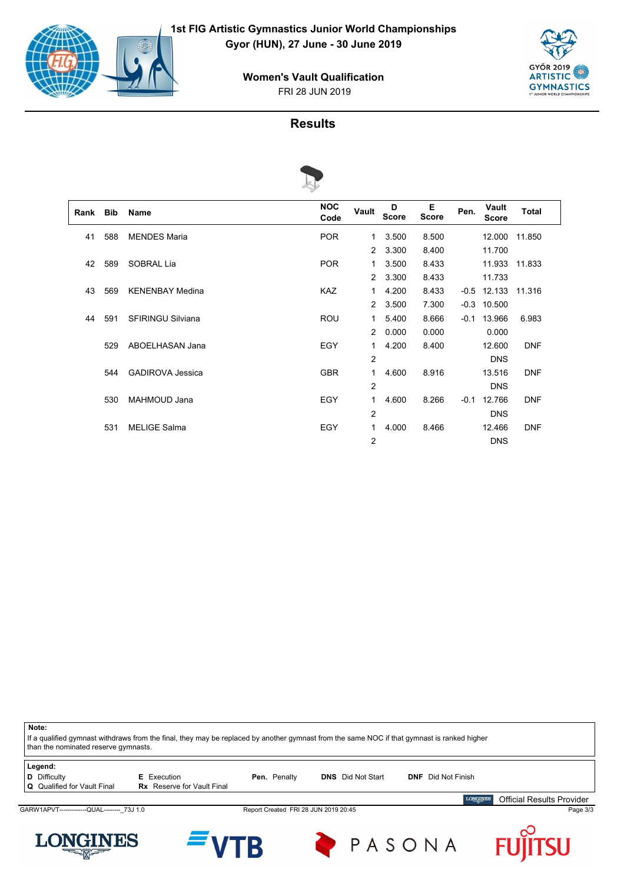1st FIG Artistic Gymnastics Junior World Championships
Gyor (HUN), 27 June - 30 June 2019

## Women's Vault Qualification

FRI 28 JUN 2019

## Results

| Rank | Bib | Name | NOC Code | Vault | D Score | E Score | Pen. | Vault Score | Total |
|---|---|---|---|---|---|---|---|---|---|
| 41 | 588 | MENDES Maria | POR | 1 | 3.500 | 8.500 | | 12.000 | 11.850 |
| | | | | 2 | 3.300 | 8.400 | | 11.700 | |
| 42 | 589 | SOBRAL Lia | POR | 1 | 3.500 | 8.433 | | 11.933 | 11.833 |
| | | | | 2 | 3.300 | 8.433 | | 11.733 | |
| 43 | 569 | KENENBAY Medina | KAZ | 1 | 4.200 | 8.433 | -0.5 | 12.133 | 11.316 |
| | | | | 2 | 3.500 | 7.300 | -0.3 | 10.500 | |
| 44 | 591 | SFIRINGU Silviana | ROU | 1 | 5.400 | 8.666 | -0.1 | 13.966 | 6.983 |
| | | | | 2 | 0.000 | 0.000 | | 0.000 | |
| | 529 | ABOELHASAN Jana | EGY | 1 | 4.200 | 8.400 | | 12.600 | DNF |
| | | | | 2 | | | | DNS | |
| | 544 | GADIROVA Jessica | GBR | 1 | 4.600 | 8.916 | | 13.516 | DNF |
| | | | | 2 | | | | DNS | |
| | 530 | MAHMOUD Jana | EGY | 1 | 4.600 | 8.266 | -0.1 | 12.766 | DNF |
| | | | | 2 | | | | DNS | |
| | 531 | MELIGE Salma | EGY | 1 | 4.000 | 8.466 | | 12.466 | DNF |
| | | | | 2 | | | | DNS | |

**Note:**
If a qualified gymnast withdraws from the final, they may be replaced by another gymnast from the same NOC if that gymnast is ranked higher than the nominated reserve gymnasts.

**Legend:**
**D** Difficulty
**Q** Qualified for Vault Final
**E** Execution
**Rx** Reserve for Vault Final
**Pen.** Penalty
**DNS** Did Not Start
**DNF** Did Not Finish

Official Results Provider

GARW1APVT-------------QUAL--------_73J 1.0 Report Created FRI 28 JUN 2019 20:45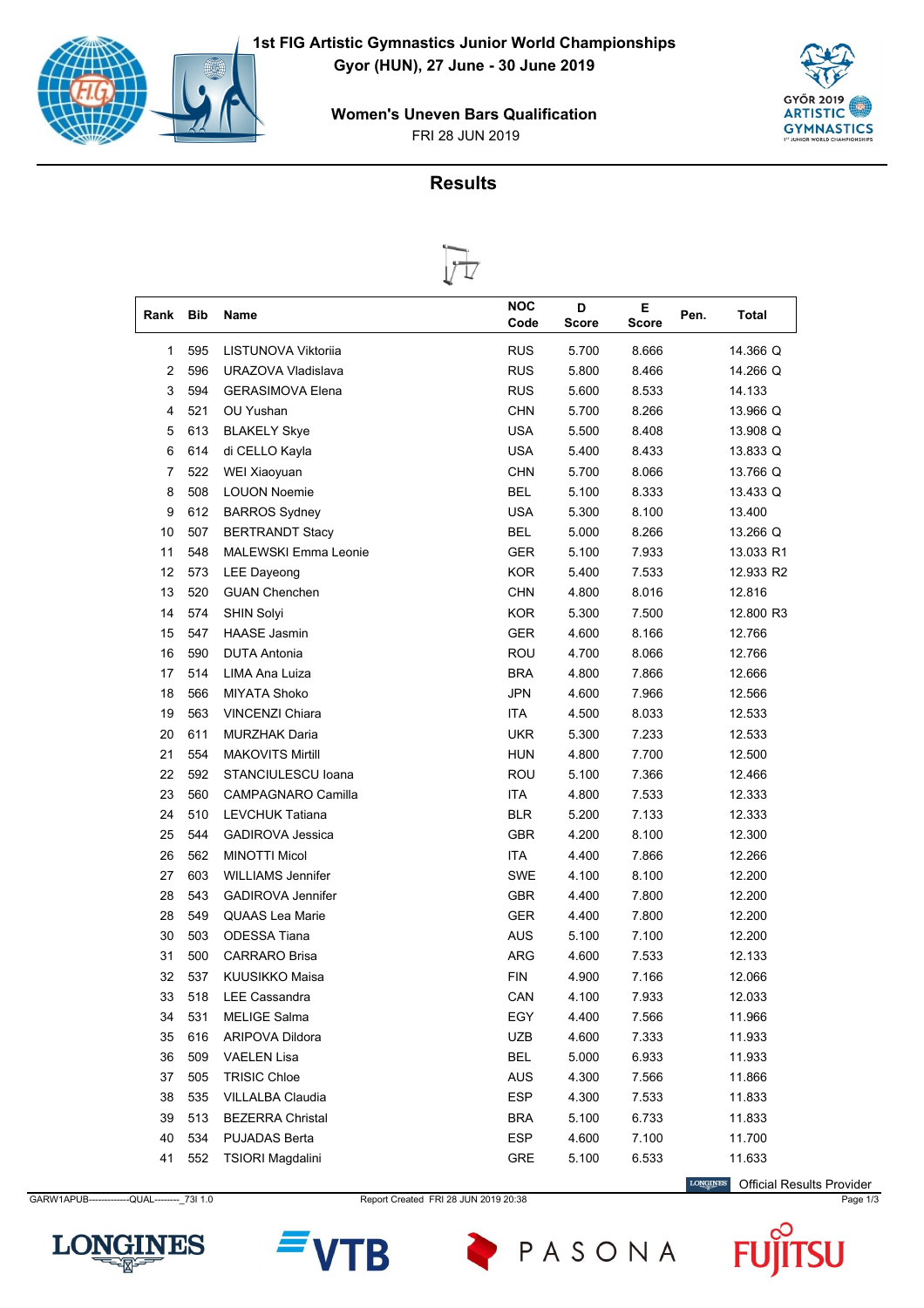# 1st FIG Artistic Gymnastics Junior World Championships

**Gyor (HUN), 27 June - 30 June 2019**

## Women's Uneven Bars Qualification

FRI 28 JUN 2019

## Results

| Rank | Bib | Name | NOC Code | D Score | E Score | Pen. | Total |
|---|---|---|---|---|---|---|---|
| 1 | 595 | LISTUNOVA Viktoriia | RUS | 5.700 | 8.666 | | 14.366 Q |
| 2 | 596 | URAZOVA Vladislava | RUS | 5.800 | 8.466 | | 14.266 Q |
| 3 | 594 | GERASIMOVA Elena | RUS | 5.600 | 8.533 | | 14.133 |
| 4 | 521 | OU Yushan | CHN | 5.700 | 8.266 | | 13.966 Q |
| 5 | 613 | BLAKELY Skye | USA | 5.500 | 8.408 | | 13.908 Q |
| 6 | 614 | di CELLO Kayla | USA | 5.400 | 8.433 | | 13.833 Q |
| 7 | 522 | WEI Xiaoyuan | CHN | 5.700 | 8.066 | | 13.766 Q |
| 8 | 508 | LOUON Noemie | BEL | 5.100 | 8.333 | | 13.433 Q |
| 9 | 612 | BARROS Sydney | USA | 5.300 | 8.100 | | 13.400 |
| 10 | 507 | BERTRANDT Stacy | BEL | 5.000 | 8.266 | | 13.266 Q |
| 11 | 548 | MALEWSKI Emma Leonie | GER | 5.100 | 7.933 | | 13.033 R1 |
| 12 | 573 | LEE Dayeong | KOR | 5.400 | 7.533 | | 12.933 R2 |
| 13 | 520 | GUAN Chenchen | CHN | 4.800 | 8.016 | | 12.816 |
| 14 | 574 | SHIN Solyi | KOR | 5.300 | 7.500 | | 12.800 R3 |
| 15 | 547 | HAASE Jasmin | GER | 4.600 | 8.166 | | 12.766 |
| 16 | 590 | DUTA Antonia | ROU | 4.700 | 8.066 | | 12.766 |
| 17 | 514 | LIMA Ana Luiza | BRA | 4.800 | 7.866 | | 12.666 |
| 18 | 566 | MIYATA Shoko | JPN | 4.600 | 7.966 | | 12.566 |
| 19 | 563 | VINCENZI Chiara | ITA | 4.500 | 8.033 | | 12.533 |
| 20 | 611 | MURZHAK Daria | UKR | 5.300 | 7.233 | | 12.533 |
| 21 | 554 | MAKOVITS Mirtill | HUN | 4.800 | 7.700 | | 12.500 |
| 22 | 592 | STANCIULESCU Ioana | ROU | 5.100 | 7.366 | | 12.466 |
| 23 | 560 | CAMPAGNARO Camilla | ITA | 4.800 | 7.533 | | 12.333 |
| 24 | 510 | LEVCHUK Tatiana | BLR | 5.200 | 7.133 | | 12.333 |
| 25 | 544 | GADIROVA Jessica | GBR | 4.200 | 8.100 | | 12.300 |
| 26 | 562 | MINOTTI Micol | ITA | 4.400 | 7.866 | | 12.266 |
| 27 | 603 | WILLIAMS Jennifer | SWE | 4.100 | 8.100 | | 12.200 |
| 28 | 543 | GADIROVA Jennifer | GBR | 4.400 | 7.800 | | 12.200 |
| 28 | 549 | QUAAS Lea Marie | GER | 4.400 | 7.800 | | 12.200 |
| 30 | 503 | ODESSA Tiana | AUS | 5.100 | 7.100 | | 12.200 |
| 31 | 500 | CARRARO Brisa | ARG | 4.600 | 7.533 | | 12.133 |
| 32 | 537 | KUUSIKKO Maisa | FIN | 4.900 | 7.166 | | 12.066 |
| 33 | 518 | LEE Cassandra | CAN | 4.100 | 7.933 | | 12.033 |
| 34 | 531 | MELIGE Salma | EGY | 4.400 | 7.566 | | 11.966 |
| 35 | 616 | ARIPOVA Dildora | UZB | 4.600 | 7.333 | | 11.933 |
| 36 | 509 | VAELEN Lisa | BEL | 5.000 | 6.933 | | 11.933 |
| 37 | 505 | TRISIC Chloe | AUS | 4.300 | 7.566 | | 11.866 |
| 38 | 535 | VILLALBA Claudia | ESP | 4.300 | 7.533 | | 11.833 |
| 39 | 513 | BEZERRA Christal | BRA | 5.100 | 6.733 | | 11.833 |
| 40 | 534 | PUJADAS Berta | ESP | 4.600 | 7.100 | | 11.700 |
| 41 | 552 | TSIORI Magdalini | GRE | 5.100 | 6.533 | | 11.633 |

Official Results Provider

GARW1APUB------------QUAL--------_73I 1.0    Report Created FRI 28 JUN 2019 20:38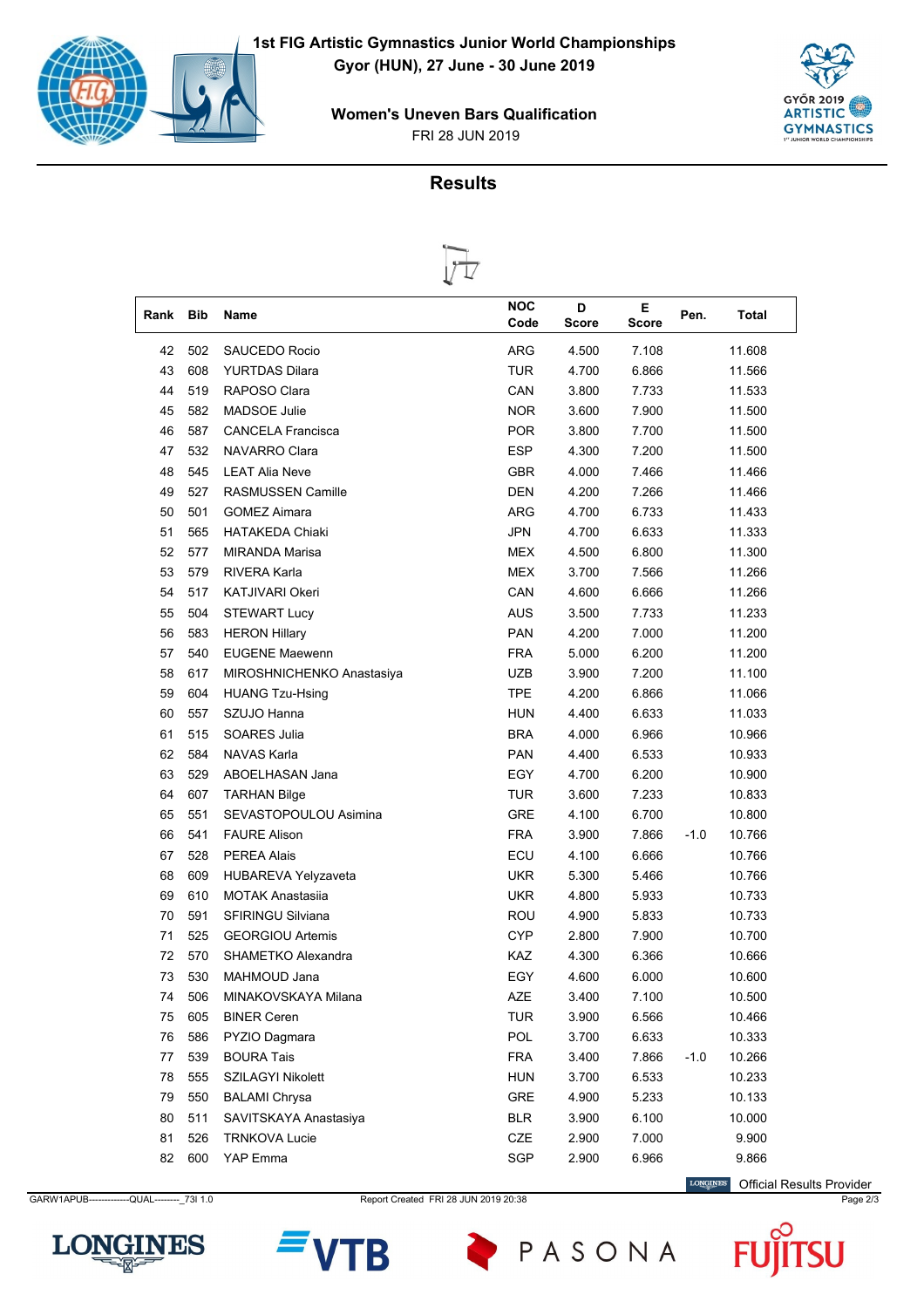**1st FIG Artistic Gymnastics Junior World Championships**
**Gyor (HUN), 27 June - 30 June 2019**

**Women's Uneven Bars Qualification**
FRI 28 JUN 2019

## Results

| Rank | Bib | Name | NOC Code | D Score | E Score | Pen. | Total |
|---|---|---|---|---|---|---|---|
| 42 | 502 | SAUCEDO Rocio | ARG | 4.500 | 7.108 | | 11.608 |
| 43 | 608 | YURTDAS Dilara | TUR | 4.700 | 6.866 | | 11.566 |
| 44 | 519 | RAPOSO Clara | CAN | 3.800 | 7.733 | | 11.533 |
| 45 | 582 | MADSOE Julie | NOR | 3.600 | 7.900 | | 11.500 |
| 46 | 587 | CANCELA Francisca | POR | 3.800 | 7.700 | | 11.500 |
| 47 | 532 | NAVARRO Clara | ESP | 4.300 | 7.200 | | 11.500 |
| 48 | 545 | LEAT Alia Neve | GBR | 4.000 | 7.466 | | 11.466 |
| 49 | 527 | RASMUSSEN Camille | DEN | 4.200 | 7.266 | | 11.466 |
| 50 | 501 | GOMEZ Aimara | ARG | 4.700 | 6.733 | | 11.433 |
| 51 | 565 | HATAKEDA Chiaki | JPN | 4.700 | 6.633 | | 11.333 |
| 52 | 577 | MIRANDA Marisa | MEX | 4.500 | 6.800 | | 11.300 |
| 53 | 579 | RIVERA Karla | MEX | 3.700 | 7.566 | | 11.266 |
| 54 | 517 | KATJIVARI Okeri | CAN | 4.600 | 6.666 | | 11.266 |
| 55 | 504 | STEWART Lucy | AUS | 3.500 | 7.733 | | 11.233 |
| 56 | 583 | HERON Hillary | PAN | 4.200 | 7.000 | | 11.200 |
| 57 | 540 | EUGENE Maewenn | FRA | 5.000 | 6.200 | | 11.200 |
| 58 | 617 | MIROSHNICHENKO Anastasiya | UZB | 3.900 | 7.200 | | 11.100 |
| 59 | 604 | HUANG Tzu-Hsing | TPE | 4.200 | 6.866 | | 11.066 |
| 60 | 557 | SZUJO Hanna | HUN | 4.400 | 6.633 | | 11.033 |
| 61 | 515 | SOARES Julia | BRA | 4.000 | 6.966 | | 10.966 |
| 62 | 584 | NAVAS Karla | PAN | 4.400 | 6.533 | | 10.933 |
| 63 | 529 | ABOELHASAN Jana | EGY | 4.700 | 6.200 | | 10.900 |
| 64 | 607 | TARHAN Bilge | TUR | 3.600 | 7.233 | | 10.833 |
| 65 | 551 | SEVASTOPOULOU Asimina | GRE | 4.100 | 6.700 | | 10.800 |
| 66 | 541 | FAURE Alison | FRA | 3.900 | 7.866 | -1.0 | 10.766 |
| 67 | 528 | PEREA Alais | ECU | 4.100 | 6.666 | | 10.766 |
| 68 | 609 | HUBAREVA Yelyzaveta | UKR | 5.300 | 5.466 | | 10.766 |
| 69 | 610 | MOTAK Anastasiia | UKR | 4.800 | 5.933 | | 10.733 |
| 70 | 591 | SFIRINGU Silviana | ROU | 4.900 | 5.833 | | 10.733 |
| 71 | 525 | GEORGIOU Artemis | CYP | 2.800 | 7.900 | | 10.700 |
| 72 | 570 | SHAMETKO Alexandra | KAZ | 4.300 | 6.366 | | 10.666 |
| 73 | 530 | MAHMOUD Jana | EGY | 4.600 | 6.000 | | 10.600 |
| 74 | 506 | MINAKOVSKAYA Milana | AZE | 3.400 | 7.100 | | 10.500 |
| 75 | 605 | BINER Ceren | TUR | 3.900 | 6.566 | | 10.466 |
| 76 | 586 | PYZIO Dagmara | POL | 3.700 | 6.633 | | 10.333 |
| 77 | 539 | BOURA Tais | FRA | 3.400 | 7.866 | -1.0 | 10.266 |
| 78 | 555 | SZILAGYI Nikolett | HUN | 3.700 | 6.533 | | 10.233 |
| 79 | 550 | BALAMI Chrysa | GRE | 4.900 | 5.233 | | 10.133 |
| 80 | 511 | SAVITSKAYA Anastasiya | BLR | 3.900 | 6.100 | | 10.000 |
| 81 | 526 | TRNKOVA Lucie | CZE | 2.900 | 7.000 | | 9.900 |
| 82 | 600 | YAP Emma | SGP | 2.900 | 6.966 | | 9.866 |

Official Results Provider

GARW1APUB------------QUAL--------_73I 1.0 Report Created FRI 28 JUN 2019 20:38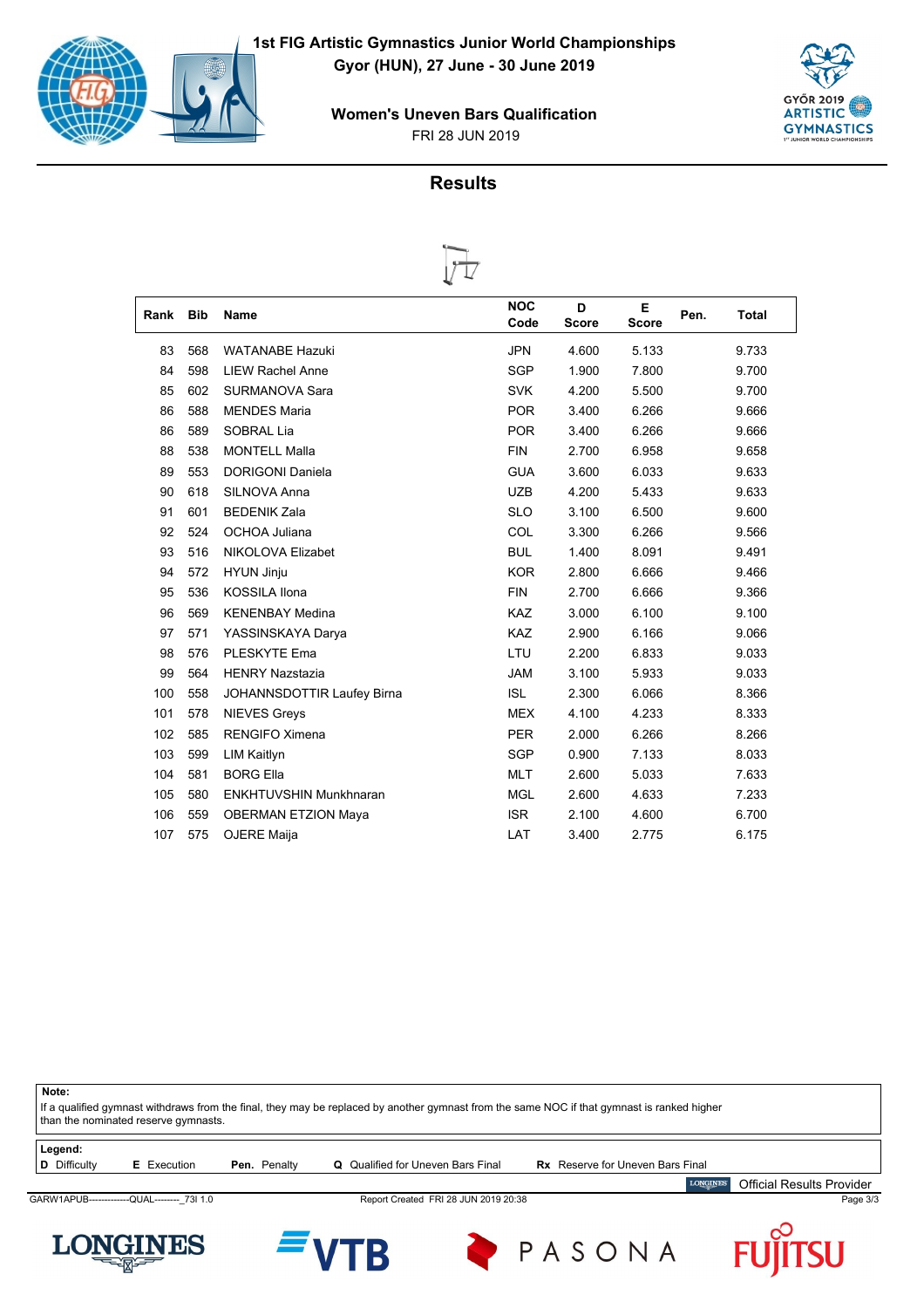# 1st FIG Artistic Gymnastics Junior World Championships

**Gyor (HUN), 27 June - 30 June 2019**

**Women's Uneven Bars Qualification**

FRI 28 JUN 2019

## Results

| Rank | Bib | Name | NOC Code | D Score | E Score | Pen. | Total |
|---|---|---|---|---|---|---|---|
| 83 | 568 | WATANABE Hazuki | JPN | 4.600 | 5.133 | | 9.733 |
| 84 | 598 | LIEW Rachel Anne | SGP | 1.900 | 7.800 | | 9.700 |
| 85 | 602 | SURMANOVA Sara | SVK | 4.200 | 5.500 | | 9.700 |
| 86 | 588 | MENDES Maria | POR | 3.400 | 6.266 | | 9.666 |
| 86 | 589 | SOBRAL Lia | POR | 3.400 | 6.266 | | 9.666 |
| 88 | 538 | MONTELL Malla | FIN | 2.700 | 6.958 | | 9.658 |
| 89 | 553 | DORIGONI Daniela | GUA | 3.600 | 6.033 | | 9.633 |
| 90 | 618 | SILNOVA Anna | UZB | 4.200 | 5.433 | | 9.633 |
| 91 | 601 | BEDENIK Zala | SLO | 3.100 | 6.500 | | 9.600 |
| 92 | 524 | OCHOA Juliana | COL | 3.300 | 6.266 | | 9.566 |
| 93 | 516 | NIKOLOVA Elizabet | BUL | 1.400 | 8.091 | | 9.491 |
| 94 | 572 | HYUN Jinju | KOR | 2.800 | 6.666 | | 9.466 |
| 95 | 536 | KOSSILA Ilona | FIN | 2.700 | 6.666 | | 9.366 |
| 96 | 569 | KENENBAY Medina | KAZ | 3.000 | 6.100 | | 9.100 |
| 97 | 571 | YASSINSKAYA Darya | KAZ | 2.900 | 6.166 | | 9.066 |
| 98 | 576 | PLESKYTE Ema | LTU | 2.200 | 6.833 | | 9.033 |
| 99 | 564 | HENRY Nazstazia | JAM | 3.100 | 5.933 | | 9.033 |
| 100 | 558 | JOHANNSDOTTIR Laufey Birna | ISL | 2.300 | 6.066 | | 8.366 |
| 101 | 578 | NIEVES Greys | MEX | 4.100 | 4.233 | | 8.333 |
| 102 | 585 | RENGIFO Ximena | PER | 2.000 | 6.266 | | 8.266 |
| 103 | 599 | LIM Kaitlyn | SGP | 0.900 | 7.133 | | 8.033 |
| 104 | 581 | BORG Ella | MLT | 2.600 | 5.033 | | 7.633 |
| 105 | 580 | ENKHTUVSHIN Munkhnaran | MGL | 2.600 | 4.633 | | 7.233 |
| 106 | 559 | OBERMAN ETZION Maya | ISR | 2.100 | 4.600 | | 6.700 |
| 107 | 575 | OJERE Maija | LAT | 3.400 | 2.775 | | 6.175 |

**Note:**
If a qualified gymnast withdraws from the final, they may be replaced by another gymnast from the same NOC if that gymnast is ranked higher than the nominated reserve gymnasts.

**Legend:**
**D** Difficulty **E** Execution **Pen.** Penalty **Q** Qualified for Uneven Bars Final **Rx** Reserve for Uneven Bars Final

Official Results Provider

GARW1APUB-------------QUAL--------_73I 1.0 Report Created FRI 28 JUN 2019 20:38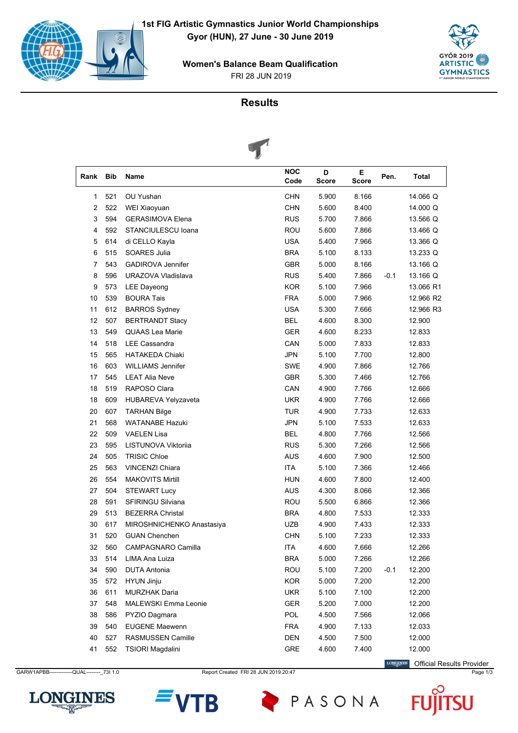# 1st FIG Artistic Gymnastics Junior World Championships

**Gyor (HUN), 27 June - 30 June 2019**

**Women's Balance Beam Qualification**

FRI 28 JUN 2019

## Results

| Rank | Bib | Name | NOC Code | D Score | E Score | Pen. | Total |
|---|---|---|---|---|---|---|---|
| 1 | 521 | OU Yushan | CHN | 5.900 | 8.166 | | 14.066 Q |
| 2 | 522 | WEI Xiaoyuan | CHN | 5.600 | 8.400 | | 14.000 Q |
| 3 | 594 | GERASIMOVA Elena | RUS | 5.700 | 7.866 | | 13.566 Q |
| 4 | 592 | STANCIULESCU Ioana | ROU | 5.600 | 7.866 | | 13.466 Q |
| 5 | 614 | di CELLO Kayla | USA | 5.400 | 7.966 | | 13.366 Q |
| 6 | 515 | SOARES Julia | BRA | 5.100 | 8.133 | | 13.233 Q |
| 7 | 543 | GADIROVA Jennifer | GBR | 5.000 | 8.166 | | 13.166 Q |
| 8 | 596 | URAZOVA Vladislava | RUS | 5.400 | 7.866 | -0.1 | 13.166 Q |
| 9 | 573 | LEE Dayeong | KOR | 5.100 | 7.966 | | 13.066 R1 |
| 10 | 539 | BOURA Tais | FRA | 5.000 | 7.966 | | 12.966 R2 |
| 11 | 612 | BARROS Sydney | USA | 5.300 | 7.666 | | 12.966 R3 |
| 12 | 507 | BERTRANDT Stacy | BEL | 4.600 | 8.300 | | 12.900 |
| 13 | 549 | QUAAS Lea Marie | GER | 4.600 | 8.233 | | 12.833 |
| 14 | 518 | LEE Cassandra | CAN | 5.000 | 7.833 | | 12.833 |
| 15 | 565 | HATAKEDA Chiaki | JPN | 5.100 | 7.700 | | 12.800 |
| 16 | 603 | WILLIAMS Jennifer | SWE | 4.900 | 7.866 | | 12.766 |
| 17 | 545 | LEAT Alia Neve | GBR | 5.300 | 7.466 | | 12.766 |
| 18 | 519 | RAPOSO Clara | CAN | 4.900 | 7.766 | | 12.666 |
| 18 | 609 | HUBAREVA Yelyzaveta | UKR | 4.900 | 7.766 | | 12.666 |
| 20 | 607 | TARHAN Bilge | TUR | 4.900 | 7.733 | | 12.633 |
| 21 | 568 | WATANABE Hazuki | JPN | 5.100 | 7.533 | | 12.633 |
| 22 | 509 | VAELEN Lisa | BEL | 4.800 | 7.766 | | 12.566 |
| 23 | 595 | LISTUNOVA Viktoriia | RUS | 5.300 | 7.266 | | 12.566 |
| 24 | 505 | TRISIC Chloe | AUS | 4.600 | 7.900 | | 12.500 |
| 25 | 563 | VINCENZI Chiara | ITA | 5.100 | 7.366 | | 12.466 |
| 26 | 554 | MAKOVITS Mirtill | HUN | 4.600 | 7.800 | | 12.400 |
| 27 | 504 | STEWART Lucy | AUS | 4.300 | 8.066 | | 12.366 |
| 28 | 591 | SFIRINGU Silviana | ROU | 5.500 | 6.866 | | 12.366 |
| 29 | 513 | BEZERRA Christal | BRA | 4.800 | 7.533 | | 12.333 |
| 30 | 617 | MIROSHNICHENKO Anastasiya | UZB | 4.900 | 7.433 | | 12.333 |
| 31 | 520 | GUAN Chenchen | CHN | 5.100 | 7.233 | | 12.333 |
| 32 | 560 | CAMPAGNARO Camilla | ITA | 4.600 | 7.666 | | 12.266 |
| 33 | 514 | LIMA Ana Luiza | BRA | 5.000 | 7.266 | | 12.266 |
| 34 | 590 | DUTA Antonia | ROU | 5.100 | 7.200 | -0.1 | 12.200 |
| 35 | 572 | HYUN Jinju | KOR | 5.000 | 7.200 | | 12.200 |
| 36 | 611 | MURZHAK Daria | UKR | 5.100 | 7.100 | | 12.200 |
| 37 | 548 | MALEWSKI Emma Leonie | GER | 5.200 | 7.000 | | 12.200 |
| 38 | 586 | PYZIO Dagmara | POL | 4.500 | 7.566 | | 12.066 |
| 39 | 540 | EUGENE Maewenn | FRA | 4.900 | 7.133 | | 12.033 |
| 40 | 527 | RASMUSSEN Camille | DEN | 4.500 | 7.500 | | 12.000 |
| 41 | 552 | TSIORI Magdalini | GRE | 4.600 | 7.400 | | 12.000 |

Official Results Provider

GARW1APBB-------------QUAL--------_73I 1.0 Report Created FRI 28 JUN 2019 20:47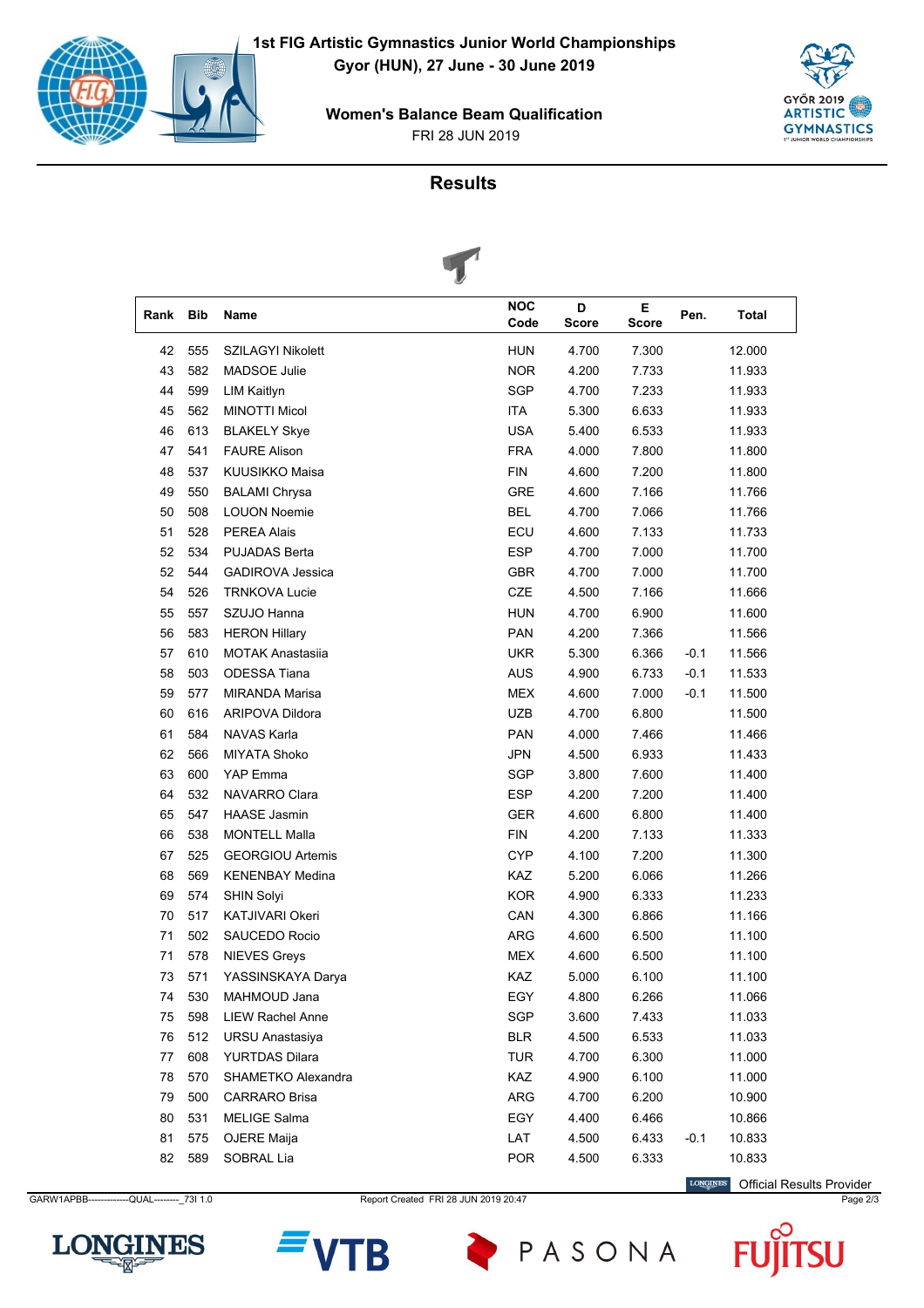**1st FIG Artistic Gymnastics Junior World Championships**
**Gyor (HUN), 27 June - 30 June 2019**

**Women's Balance Beam Qualification**
FRI 28 JUN 2019

## Results

| Rank | Bib | Name | NOC Code | D Score | E Score | Pen. | Total |
|---|---|---|---|---|---|---|---|
| 42 | 555 | SZILAGYI Nikolett | HUN | 4.700 | 7.300 | | 12.000 |
| 43 | 582 | MADSOE Julie | NOR | 4.200 | 7.733 | | 11.933 |
| 44 | 599 | LIM Kaitlyn | SGP | 4.700 | 7.233 | | 11.933 |
| 45 | 562 | MINOTTI Micol | ITA | 5.300 | 6.633 | | 11.933 |
| 46 | 613 | BLAKELY Skye | USA | 5.400 | 6.533 | | 11.933 |
| 47 | 541 | FAURE Alison | FRA | 4.000 | 7.800 | | 11.800 |
| 48 | 537 | KUUSIKKO Maisa | FIN | 4.600 | 7.200 | | 11.800 |
| 49 | 550 | BALAMI Chrysa | GRE | 4.600 | 7.166 | | 11.766 |
| 50 | 508 | LOUON Noemie | BEL | 4.700 | 7.066 | | 11.766 |
| 51 | 528 | PEREA Alais | ECU | 4.600 | 7.133 | | 11.733 |
| 52 | 534 | PUJADAS Berta | ESP | 4.700 | 7.000 | | 11.700 |
| 52 | 544 | GADIROVA Jessica | GBR | 4.700 | 7.000 | | 11.700 |
| 54 | 526 | TRNKOVA Lucie | CZE | 4.500 | 7.166 | | 11.666 |
| 55 | 557 | SZUJO Hanna | HUN | 4.700 | 6.900 | | 11.600 |
| 56 | 583 | HERON Hillary | PAN | 4.200 | 7.366 | | 11.566 |
| 57 | 610 | MOTAK Anastasiia | UKR | 5.300 | 6.366 | -0.1 | 11.566 |
| 58 | 503 | ODESSA Tiana | AUS | 4.900 | 6.733 | -0.1 | 11.533 |
| 59 | 577 | MIRANDA Marisa | MEX | 4.600 | 7.000 | -0.1 | 11.500 |
| 60 | 616 | ARIPOVA Dildora | UZB | 4.700 | 6.800 | | 11.500 |
| 61 | 584 | NAVAS Karla | PAN | 4.000 | 7.466 | | 11.466 |
| 62 | 566 | MIYATA Shoko | JPN | 4.500 | 6.933 | | 11.433 |
| 63 | 600 | YAP Emma | SGP | 3.800 | 7.600 | | 11.400 |
| 64 | 532 | NAVARRO Clara | ESP | 4.200 | 7.200 | | 11.400 |
| 65 | 547 | HAASE Jasmin | GER | 4.600 | 6.800 | | 11.400 |
| 66 | 538 | MONTELL Malla | FIN | 4.200 | 7.133 | | 11.333 |
| 67 | 525 | GEORGIOU Artemis | CYP | 4.100 | 7.200 | | 11.300 |
| 68 | 569 | KENENBAY Medina | KAZ | 5.200 | 6.066 | | 11.266 |
| 69 | 574 | SHIN Solyi | KOR | 4.900 | 6.333 | | 11.233 |
| 70 | 517 | KATJIVARI Okeri | CAN | 4.300 | 6.866 | | 11.166 |
| 71 | 502 | SAUCEDO Rocio | ARG | 4.600 | 6.500 | | 11.100 |
| 71 | 578 | NIEVES Greys | MEX | 4.600 | 6.500 | | 11.100 |
| 73 | 571 | YASSINSKAYA Darya | KAZ | 5.000 | 6.100 | | 11.100 |
| 74 | 530 | MAHMOUD Jana | EGY | 4.800 | 6.266 | | 11.066 |
| 75 | 598 | LIEW Rachel Anne | SGP | 3.600 | 7.433 | | 11.033 |
| 76 | 512 | URSU Anastasiya | BLR | 4.500 | 6.533 | | 11.033 |
| 77 | 608 | YURTDAS Dilara | TUR | 4.700 | 6.300 | | 11.000 |
| 78 | 570 | SHAMETKO Alexandra | KAZ | 4.900 | 6.100 | | 11.000 |
| 79 | 500 | CARRARO Brisa | ARG | 4.700 | 6.200 | | 10.900 |
| 80 | 531 | MELIGE Salma | EGY | 4.400 | 6.466 | | 10.866 |
| 81 | 575 | OJERE Maija | LAT | 4.500 | 6.433 | -0.1 | 10.833 |
| 82 | 589 | SOBRAL Lia | POR | 4.500 | 6.333 | | 10.833 |

Official Results Provider

GARW1APBB-------------QUAL--------_73I 1.0    Report Created FRI 28 JUN 2019 20:47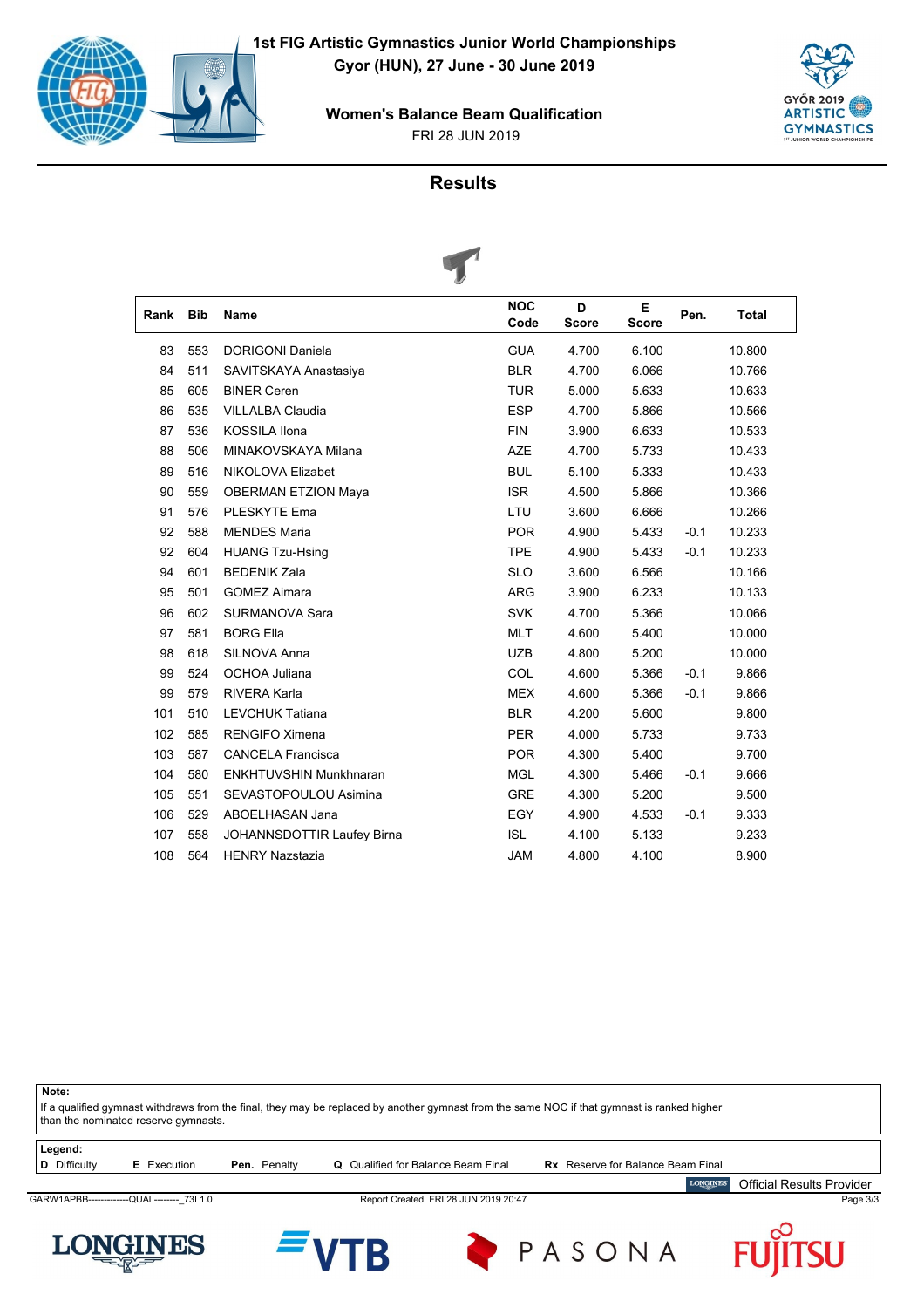# 1st FIG Artistic Gymnastics Junior World Championships

**Gyor (HUN), 27 June - 30 June 2019**

**Women's Balance Beam Qualification**

FRI 28 JUN 2019

## Results

| Rank | Bib | Name | NOC Code | D Score | E Score | Pen. | Total |
|---|---|---|---|---|---|---|---|
| 83 | 553 | DORIGONI Daniela | GUA | 4.700 | 6.100 | | 10.800 |
| 84 | 511 | SAVITSKAYA Anastasiya | BLR | 4.700 | 6.066 | | 10.766 |
| 85 | 605 | BINER Ceren | TUR | 5.000 | 5.633 | | 10.633 |
| 86 | 535 | VILLALBA Claudia | ESP | 4.700 | 5.866 | | 10.566 |
| 87 | 536 | KOSSILA Ilona | FIN | 3.900 | 6.633 | | 10.533 |
| 88 | 506 | MINAKOVSKAYA Milana | AZE | 4.700 | 5.733 | | 10.433 |
| 89 | 516 | NIKOLOVA Elizabet | BUL | 5.100 | 5.333 | | 10.433 |
| 90 | 559 | OBERMAN ETZION Maya | ISR | 4.500 | 5.866 | | 10.366 |
| 91 | 576 | PLESKYTE Ema | LTU | 3.600 | 6.666 | | 10.266 |
| 92 | 588 | MENDES Maria | POR | 4.900 | 5.433 | -0.1 | 10.233 |
| 92 | 604 | HUANG Tzu-Hsing | TPE | 4.900 | 5.433 | -0.1 | 10.233 |
| 94 | 601 | BEDENIK Zala | SLO | 3.600 | 6.566 | | 10.166 |
| 95 | 501 | GOMEZ Aimara | ARG | 3.900 | 6.233 | | 10.133 |
| 96 | 602 | SURMANOVA Sara | SVK | 4.700 | 5.366 | | 10.066 |
| 97 | 581 | BORG Ella | MLT | 4.600 | 5.400 | | 10.000 |
| 98 | 618 | SILNOVA Anna | UZB | 4.800 | 5.200 | | 10.000 |
| 99 | 524 | OCHOA Juliana | COL | 4.600 | 5.366 | -0.1 | 9.866 |
| 99 | 579 | RIVERA Karla | MEX | 4.600 | 5.366 | -0.1 | 9.866 |
| 101 | 510 | LEVCHUK Tatiana | BLR | 4.200 | 5.600 | | 9.800 |
| 102 | 585 | RENGIFO Ximena | PER | 4.000 | 5.733 | | 9.733 |
| 103 | 587 | CANCELA Francisca | POR | 4.300 | 5.400 | | 9.700 |
| 104 | 580 | ENKHTUVSHIN Munkhnaran | MGL | 4.300 | 5.466 | -0.1 | 9.666 |
| 105 | 551 | SEVASTOPOULOU Asimina | GRE | 4.300 | 5.200 | | 9.500 |
| 106 | 529 | ABOELHASAN Jana | EGY | 4.900 | 4.533 | -0.1 | 9.333 |
| 107 | 558 | JOHANNSDOTTIR Laufey Birna | ISL | 4.100 | 5.133 | | 9.233 |
| 108 | 564 | HENRY Nazstazia | JAM | 4.800 | 4.100 | | 8.900 |

**Note:**
If a qualified gymnast withdraws from the final, they may be replaced by another gymnast from the same NOC if that gymnast is ranked higher than the nominated reserve gymnasts.

**Legend:**
**D** Difficulty **E** Execution **Pen.** Penalty **Q** Qualified for Balance Beam Final **Rx** Reserve for Balance Beam Final

Official Results Provider

GARW1APBB-------------QUAL--------_73I 1.0 Report Created FRI 28 JUN 2019 20:47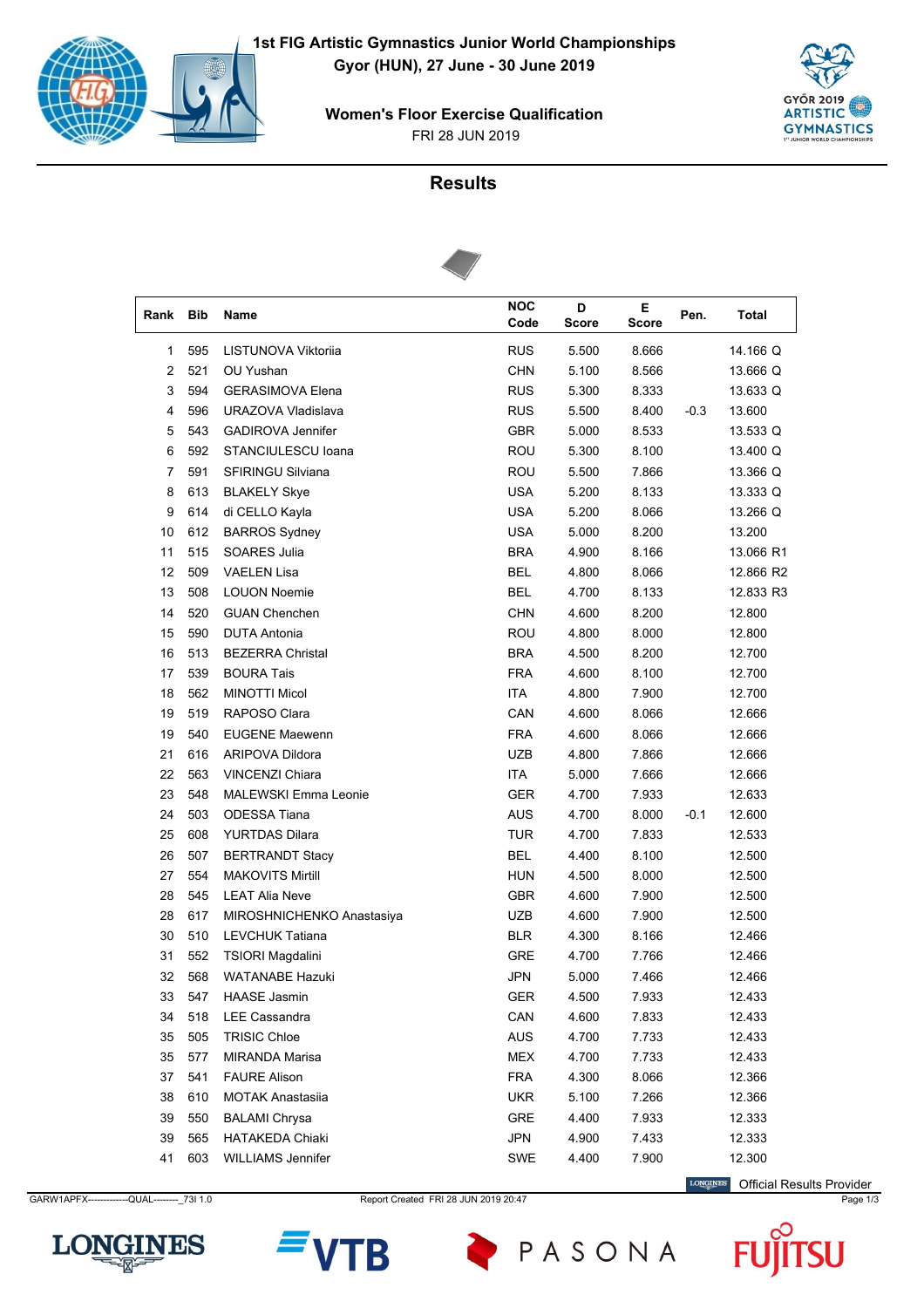# 1st FIG Artistic Gymnastics Junior World Championships

**Gyor (HUN), 27 June - 30 June 2019**

**Women's Floor Exercise Qualification**

FRI 28 JUN 2019

## Results

| Rank | Bib | Name | NOC Code | D Score | E Score | Pen. | Total |
|---|---|---|---|---|---|---|---|
| 1 | 595 | LISTUNOVA Viktoriia | RUS | 5.500 | 8.666 | | 14.166 Q |
| 2 | 521 | OU Yushan | CHN | 5.100 | 8.566 | | 13.666 Q |
| 3 | 594 | GERASIMOVA Elena | RUS | 5.300 | 8.333 | | 13.633 Q |
| 4 | 596 | URAZOVA Vladislava | RUS | 5.500 | 8.400 | -0.3 | 13.600 |
| 5 | 543 | GADIROVA Jennifer | GBR | 5.000 | 8.533 | | 13.533 Q |
| 6 | 592 | STANCIULESCU Ioana | ROU | 5.300 | 8.100 | | 13.400 Q |
| 7 | 591 | SFIRINGU Silviana | ROU | 5.500 | 7.866 | | 13.366 Q |
| 8 | 613 | BLAKELY Skye | USA | 5.200 | 8.133 | | 13.333 Q |
| 9 | 614 | di CELLO Kayla | USA | 5.200 | 8.066 | | 13.266 Q |
| 10 | 612 | BARROS Sydney | USA | 5.000 | 8.200 | | 13.200 |
| 11 | 515 | SOARES Julia | BRA | 4.900 | 8.166 | | 13.066 R1 |
| 12 | 509 | VAELEN Lisa | BEL | 4.800 | 8.066 | | 12.866 R2 |
| 13 | 508 | LOUON Noemie | BEL | 4.700 | 8.133 | | 12.833 R3 |
| 14 | 520 | GUAN Chenchen | CHN | 4.600 | 8.200 | | 12.800 |
| 15 | 590 | DUTA Antonia | ROU | 4.800 | 8.000 | | 12.800 |
| 16 | 513 | BEZERRA Christal | BRA | 4.500 | 8.200 | | 12.700 |
| 17 | 539 | BOURA Tais | FRA | 4.600 | 8.100 | | 12.700 |
| 18 | 562 | MINOTTI Micol | ITA | 4.800 | 7.900 | | 12.700 |
| 19 | 519 | RAPOSO Clara | CAN | 4.600 | 8.066 | | 12.666 |
| 19 | 540 | EUGENE Maewenn | FRA | 4.600 | 8.066 | | 12.666 |
| 21 | 616 | ARIPOVA Dildora | UZB | 4.800 | 7.866 | | 12.666 |
| 22 | 563 | VINCENZI Chiara | ITA | 5.000 | 7.666 | | 12.666 |
| 23 | 548 | MALEWSKI Emma Leonie | GER | 4.700 | 7.933 | | 12.633 |
| 24 | 503 | ODESSA Tiana | AUS | 4.700 | 8.000 | -0.1 | 12.600 |
| 25 | 608 | YURTDAS Dilara | TUR | 4.700 | 7.833 | | 12.533 |
| 26 | 507 | BERTRANDT Stacy | BEL | 4.400 | 8.100 | | 12.500 |
| 27 | 554 | MAKOVITS Mirtill | HUN | 4.500 | 8.000 | | 12.500 |
| 28 | 545 | LEAT Alia Neve | GBR | 4.600 | 7.900 | | 12.500 |
| 28 | 617 | MIROSHNICHENKO Anastasiya | UZB | 4.600 | 7.900 | | 12.500 |
| 30 | 510 | LEVCHUK Tatiana | BLR | 4.300 | 8.166 | | 12.466 |
| 31 | 552 | TSIORI Magdalini | GRE | 4.700 | 7.766 | | 12.466 |
| 32 | 568 | WATANABE Hazuki | JPN | 5.000 | 7.466 | | 12.466 |
| 33 | 547 | HAASE Jasmin | GER | 4.500 | 7.933 | | 12.433 |
| 34 | 518 | LEE Cassandra | CAN | 4.600 | 7.833 | | 12.433 |
| 35 | 505 | TRISIC Chloe | AUS | 4.700 | 7.733 | | 12.433 |
| 35 | 577 | MIRANDA Marisa | MEX | 4.700 | 7.733 | | 12.433 |
| 37 | 541 | FAURE Alison | FRA | 4.300 | 8.066 | | 12.366 |
| 38 | 610 | MOTAK Anastasiia | UKR | 5.100 | 7.266 | | 12.366 |
| 39 | 550 | BALAMI Chrysa | GRE | 4.400 | 7.933 | | 12.333 |
| 39 | 565 | HATAKEDA Chiaki | JPN | 4.900 | 7.433 | | 12.333 |
| 41 | 603 | WILLIAMS Jennifer | SWE | 4.400 | 7.900 | | 12.300 |

Official Results Provider

GARW1APFX-------------QUAL--------_73I 1.0 Report Created FRI 28 JUN 2019 20:47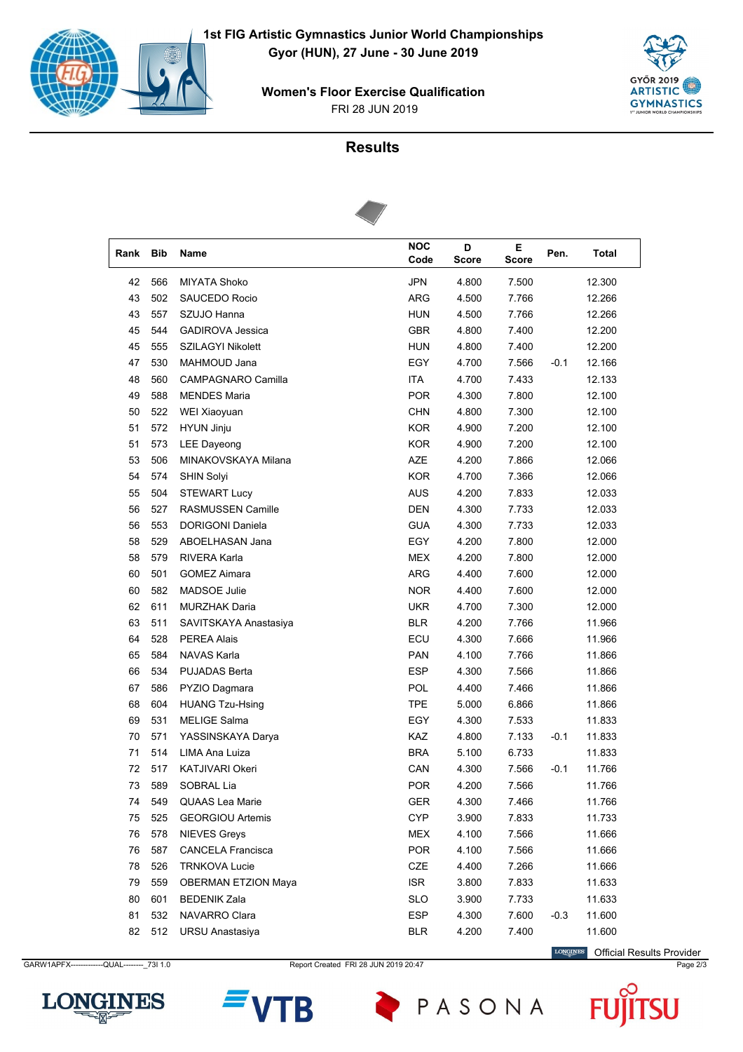# 1st FIG Artistic Gymnastics Junior World Championships

Gyor (HUN), 27 June - 30 June 2019

## Women's Floor Exercise Qualification

FRI 28 JUN 2019

## Results

| Rank | Bib | Name | NOC Code | D Score | E Score | Pen. | Total |
|---|---|---|---|---|---|---|---|
| 42 | 566 | MIYATA Shoko | JPN | 4.800 | 7.500 | | 12.300 |
| 43 | 502 | SAUCEDO Rocio | ARG | 4.500 | 7.766 | | 12.266 |
| 43 | 557 | SZUJO Hanna | HUN | 4.500 | 7.766 | | 12.266 |
| 45 | 544 | GADIROVA Jessica | GBR | 4.800 | 7.400 | | 12.200 |
| 45 | 555 | SZILAGYI Nikolett | HUN | 4.800 | 7.400 | | 12.200 |
| 47 | 530 | MAHMOUD Jana | EGY | 4.700 | 7.566 | -0.1 | 12.166 |
| 48 | 560 | CAMPAGNARO Camilla | ITA | 4.700 | 7.433 | | 12.133 |
| 49 | 588 | MENDES Maria | POR | 4.300 | 7.800 | | 12.100 |
| 50 | 522 | WEI Xiaoyuan | CHN | 4.800 | 7.300 | | 12.100 |
| 51 | 572 | HYUN Jinju | KOR | 4.900 | 7.200 | | 12.100 |
| 51 | 573 | LEE Dayeong | KOR | 4.900 | 7.200 | | 12.100 |
| 53 | 506 | MINAKOVSKAYA Milana | AZE | 4.200 | 7.866 | | 12.066 |
| 54 | 574 | SHIN Solyi | KOR | 4.700 | 7.366 | | 12.066 |
| 55 | 504 | STEWART Lucy | AUS | 4.200 | 7.833 | | 12.033 |
| 56 | 527 | RASMUSSEN Camille | DEN | 4.300 | 7.733 | | 12.033 |
| 56 | 553 | DORIGONI Daniela | GUA | 4.300 | 7.733 | | 12.033 |
| 58 | 529 | ABOELHASAN Jana | EGY | 4.200 | 7.800 | | 12.000 |
| 58 | 579 | RIVERA Karla | MEX | 4.200 | 7.800 | | 12.000 |
| 60 | 501 | GOMEZ Aimara | ARG | 4.400 | 7.600 | | 12.000 |
| 60 | 582 | MADSOE Julie | NOR | 4.400 | 7.600 | | 12.000 |
| 62 | 611 | MURZHAK Daria | UKR | 4.700 | 7.300 | | 12.000 |
| 63 | 511 | SAVITSKAYA Anastasiya | BLR | 4.200 | 7.766 | | 11.966 |
| 64 | 528 | PEREA Alais | ECU | 4.300 | 7.666 | | 11.966 |
| 65 | 584 | NAVAS Karla | PAN | 4.100 | 7.766 | | 11.866 |
| 66 | 534 | PUJADAS Berta | ESP | 4.300 | 7.566 | | 11.866 |
| 67 | 586 | PYZIO Dagmara | POL | 4.400 | 7.466 | | 11.866 |
| 68 | 604 | HUANG Tzu-Hsing | TPE | 5.000 | 6.866 | | 11.866 |
| 69 | 531 | MELIGE Salma | EGY | 4.300 | 7.533 | | 11.833 |
| 70 | 571 | YASSINSKAYA Darya | KAZ | 4.800 | 7.133 | -0.1 | 11.833 |
| 71 | 514 | LIMA Ana Luiza | BRA | 5.100 | 6.733 | | 11.833 |
| 72 | 517 | KATJIVARI Okeri | CAN | 4.300 | 7.566 | -0.1 | 11.766 |
| 73 | 589 | SOBRAL Lia | POR | 4.200 | 7.566 | | 11.766 |
| 74 | 549 | QUAAS Lea Marie | GER | 4.300 | 7.466 | | 11.766 |
| 75 | 525 | GEORGIOU Artemis | CYP | 3.900 | 7.833 | | 11.733 |
| 76 | 578 | NIEVES Greys | MEX | 4.100 | 7.566 | | 11.666 |
| 76 | 587 | CANCELA Francisca | POR | 4.100 | 7.566 | | 11.666 |
| 78 | 526 | TRNKOVA Lucie | CZE | 4.400 | 7.266 | | 11.666 |
| 79 | 559 | OBERMAN ETZION Maya | ISR | 3.800 | 7.833 | | 11.633 |
| 80 | 601 | BEDENIK Zala | SLO | 3.900 | 7.733 | | 11.633 |
| 81 | 532 | NAVARRO Clara | ESP | 4.300 | 7.600 | -0.3 | 11.600 |
| 82 | 512 | URSU Anastasiya | BLR | 4.200 | 7.400 | | 11.600 |

Official Results Provider

GARW1APFX-------------QUAL--------_73I 1.0 Report Created FRI 28 JUN 2019 20:47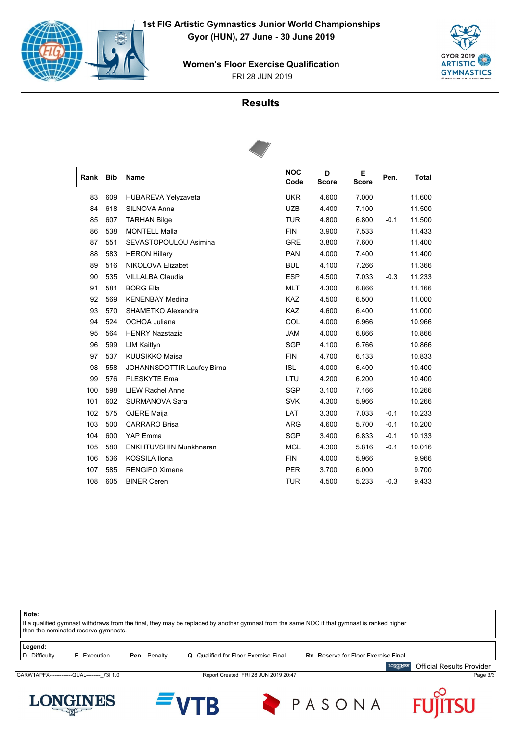# 1st FIG Artistic Gymnastics Junior World Championships

Gyor (HUN), 27 June - 30 June 2019

## Women's Floor Exercise Qualification

FRI 28 JUN 2019

## Results

| Rank | Bib | Name | NOC Code | D Score | E Score | Pen. | Total |
|---|---|---|---|---|---|---|---|
| 83 | 609 | HUBAREVA Yelyzaveta | UKR | 4.600 | 7.000 | | 11.600 |
| 84 | 618 | SILNOVA Anna | UZB | 4.400 | 7.100 | | 11.500 |
| 85 | 607 | TARHAN Bilge | TUR | 4.800 | 6.800 | -0.1 | 11.500 |
| 86 | 538 | MONTELL Malla | FIN | 3.900 | 7.533 | | 11.433 |
| 87 | 551 | SEVASTOPOULOU Asimina | GRE | 3.800 | 7.600 | | 11.400 |
| 88 | 583 | HERON Hillary | PAN | 4.000 | 7.400 | | 11.400 |
| 89 | 516 | NIKOLOVA Elizabet | BUL | 4.100 | 7.266 | | 11.366 |
| 90 | 535 | VILLALBA Claudia | ESP | 4.500 | 7.033 | -0.3 | 11.233 |
| 91 | 581 | BORG Ella | MLT | 4.300 | 6.866 | | 11.166 |
| 92 | 569 | KENENBAY Medina | KAZ | 4.500 | 6.500 | | 11.000 |
| 93 | 570 | SHAMETKO Alexandra | KAZ | 4.600 | 6.400 | | 11.000 |
| 94 | 524 | OCHOA Juliana | COL | 4.000 | 6.966 | | 10.966 |
| 95 | 564 | HENRY Nazstazia | JAM | 4.000 | 6.866 | | 10.866 |
| 96 | 599 | LIM Kaitlyn | SGP | 4.100 | 6.766 | | 10.866 |
| 97 | 537 | KUUSIKKO Maisa | FIN | 4.700 | 6.133 | | 10.833 |
| 98 | 558 | JOHANNSDOTTIR Laufey Birna | ISL | 4.000 | 6.400 | | 10.400 |
| 99 | 576 | PLESKYTE Ema | LTU | 4.200 | 6.200 | | 10.400 |
| 100 | 598 | LIEW Rachel Anne | SGP | 3.100 | 7.166 | | 10.266 |
| 101 | 602 | SURMANOVA Sara | SVK | 4.300 | 5.966 | | 10.266 |
| 102 | 575 | OJERE Maija | LAT | 3.300 | 7.033 | -0.1 | 10.233 |
| 103 | 500 | CARRARO Brisa | ARG | 4.600 | 5.700 | -0.1 | 10.200 |
| 104 | 600 | YAP Emma | SGP | 3.400 | 6.833 | -0.1 | 10.133 |
| 105 | 580 | ENKHTUVSHIN Munkhnaran | MGL | 4.300 | 5.816 | -0.1 | 10.016 |
| 106 | 536 | KOSSILA Ilona | FIN | 4.000 | 5.966 | | 9.966 |
| 107 | 585 | RENGIFO Ximena | PER | 3.700 | 6.000 | | 9.700 |
| 108 | 605 | BINER Ceren | TUR | 4.500 | 5.233 | -0.3 | 9.433 |

**Note:**
If a qualified gymnast withdraws from the final, they may be replaced by another gymnast from the same NOC if that gymnast is ranked higher than the nominated reserve gymnasts.

**Legend:**
**D** Difficulty **E** Execution **Pen.** Penalty **Q** Qualified for Floor Exercise Final **Rx** Reserve for Floor Exercise Final

Official Results Provider

GARW1APFX-------------QUAL--------_73I 1.0 Report Created FRI 28 JUN 2019 20:47